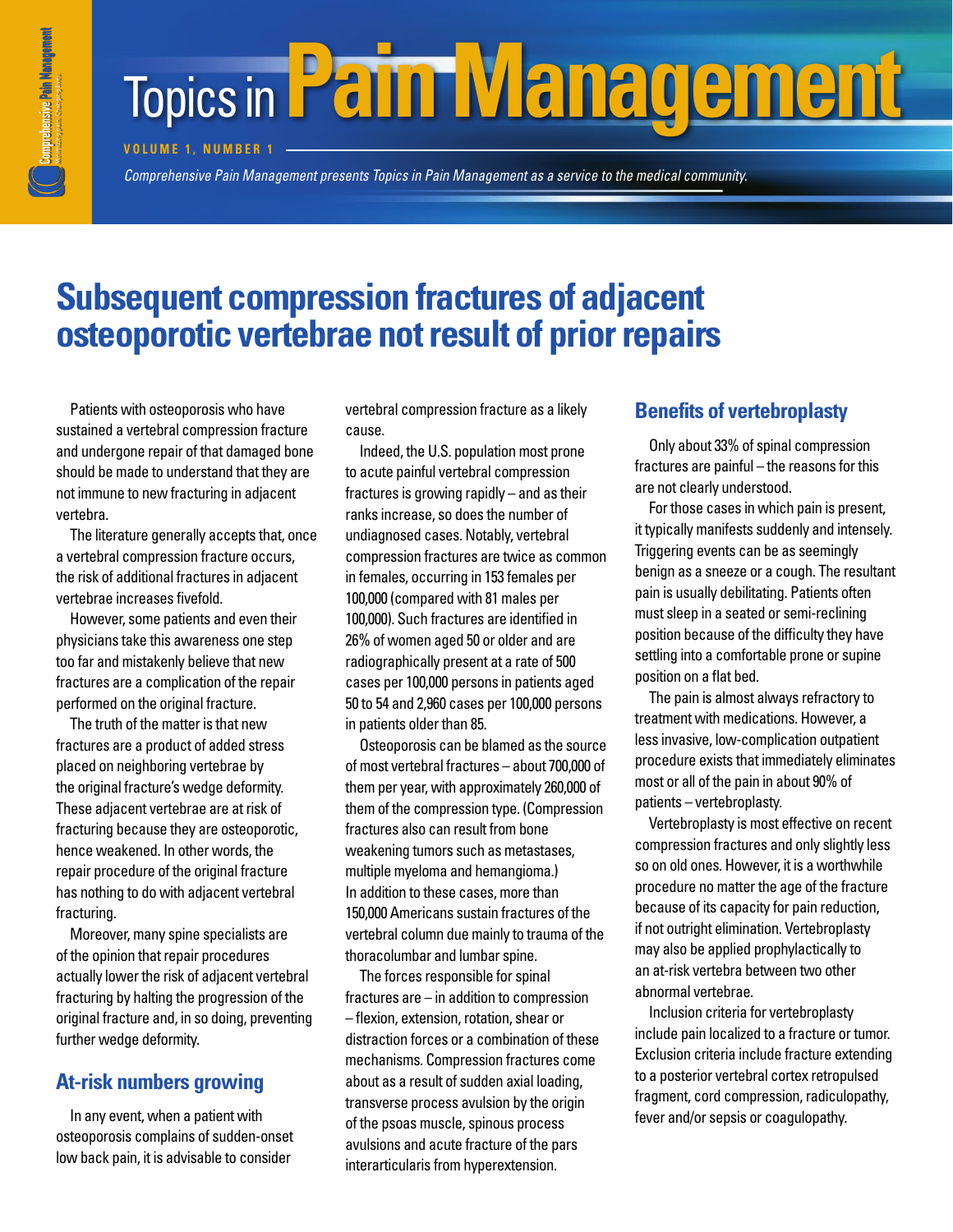# Topics in Pain Management

**VOLUME 1, NUMBER 1**

*Comprehensive Pain Management presents Topics in Pain Management as a service to the medical community.*

## Subsequent compression fractures of adjacent osteoporotic vertebrae not result of prior repairs

Patients with osteoporosis who have sustained a vertebral compression fracture and undergone repair of that damaged bone should be made to understand that they are not immune to new fracturing in adjacent vertebra.

The literature generally accepts that, once a vertebral compression fracture occurs, the risk of additional fractures in adjacent vertebrae increases fivefold.

However, some patients and even their physicians take this awareness one step too far and mistakenly believe that new fractures are a complication of the repair performed on the original fracture.

The truth of the matter is that new fractures are a product of added stress placed on neighboring vertebrae by the original fracture's wedge deformity. These adjacent vertebrae are at risk of fracturing because they are osteoporotic, hence weakened. In other words, the repair procedure of the original fracture has nothing to do with adjacent vertebral fracturing.

Moreover, many spine specialists are of the opinion that repair procedures actually lower the risk of adjacent vertebral fracturing by halting the progression of the original fracture and, in so doing, preventing further wedge deformity.

### At-risk numbers growing

In any event, when a patient with osteoporosis complains of sudden-onset low back pain, it is advisable to consider vertebral compression fracture as a likely cause.

Indeed, the U.S. population most prone to acute painful vertebral compression fractures is growing rapidly – and as their ranks increase, so does the number of undiagnosed cases. Notably, vertebral compression fractures are twice as common in females, occurring in 153 females per 100,000 (compared with 81 males per 100,000). Such fractures are identified in 26% of women aged 50 or older and are radiographically present at a rate of 500 cases per 100,000 persons in patients aged 50 to 54 and 2,960 cases per 100,000 persons in patients older than 85.

Osteoporosis can be blamed as the source of most vertebral fractures – about 700,000 of them per year, with approximately 260,000 of them of the compression type. (Compression fractures also can result from bone weakening tumors such as metastases, multiple myeloma and hemangioma.) In addition to these cases, more than 150,000 Americans sustain fractures of the vertebral column due mainly to trauma of the thoracolumbar and lumbar spine.

The forces responsible for spinal fractures are – in addition to compression – flexion, extension, rotation, shear or distraction forces or a combination of these mechanisms. Compression fractures come about as a result of sudden axial loading, transverse process avulsion by the origin of the psoas muscle, spinous process avulsions and acute fracture of the pars interarticularis from hyperextension.

### Benefits of vertebroplasty

Only about 33% of spinal compression fractures are painful – the reasons for this are not clearly understood.

For those cases in which pain is present, it typically manifests suddenly and intensely. Triggering events can be as seemingly benign as a sneeze or a cough. The resultant pain is usually debilitating. Patients often must sleep in a seated or semi-reclining position because of the difficulty they have settling into a comfortable prone or supine position on a flat bed.

The pain is almost always refractory to treatment with medications. However, a less invasive, low-complication outpatient procedure exists that immediately eliminates most or all of the pain in about 90% of patients – vertebroplasty.

Vertebroplasty is most effective on recent compression fractures and only slightly less so on old ones. However, it is a worthwhile procedure no matter the age of the fracture because of its capacity for pain reduction, if not outright elimination. Vertebroplasty may also be applied prophylactically to an at-risk vertebra between two other abnormal vertebrae.

Inclusion criteria for vertebroplasty include pain localized to a fracture or tumor. Exclusion criteria include fracture extending to a posterior vertebral cortex retropulsed fragment, cord compression, radiculopathy, fever and/or sepsis or coagulopathy.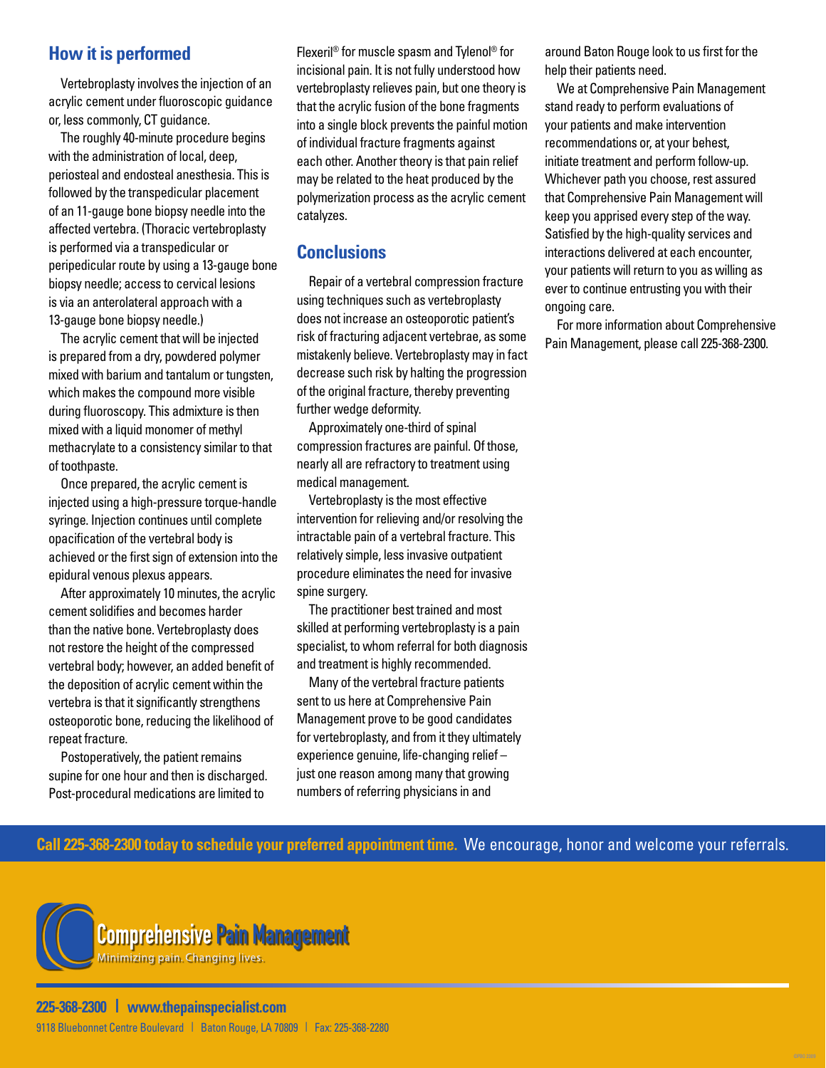## How it is performed

Vertebroplasty involves the injection of an acrylic cement under fluoroscopic guidance or, less commonly, CT guidance.

The roughly 40-minute procedure begins with the administration of local, deep, periosteal and endosteal anesthesia. This is followed by the transpedicular placement of an 11-gauge bone biopsy needle into the affected vertebra. (Thoracic vertebroplasty is performed via a transpedicular or peripedicular route by using a 13-gauge bone biopsy needle; access to cervical lesions is via an anterolateral approach with a 13-gauge bone biopsy needle.)

The acrylic cement that will be injected is prepared from a dry, powdered polymer mixed with barium and tantalum or tungsten, which makes the compound more visible during fluoroscopy. This admixture is then mixed with a liquid monomer of methyl methacrylate to a consistency similar to that of toothpaste.

Once prepared, the acrylic cement is injected using a high-pressure torque-handle syringe. Injection continues until complete opacification of the vertebral body is achieved or the first sign of extension into the epidural venous plexus appears.

After approximately 10 minutes, the acrylic cement solidifies and becomes harder than the native bone. Vertebroplasty does not restore the height of the compressed vertebral body; however, an added benefit of the deposition of acrylic cement within the vertebra is that it significantly strengthens osteoporotic bone, reducing the likelihood of repeat fracture.

Postoperatively, the patient remains supine for one hour and then is discharged. Post-procedural medications are limited to Flexeril® for muscle spasm and Tylenol® for incisional pain. It is not fully understood how vertebroplasty relieves pain, but one theory is that the acrylic fusion of the bone fragments into a single block prevents the painful motion of individual fracture fragments against each other. Another theory is that pain relief may be related to the heat produced by the polymerization process as the acrylic cement catalyzes.

## Conclusions

Repair of a vertebral compression fracture using techniques such as vertebroplasty does not increase an osteoporotic patient's risk of fracturing adjacent vertebrae, as some mistakenly believe. Vertebroplasty may in fact decrease such risk by halting the progression of the original fracture, thereby preventing further wedge deformity.

Approximately one-third of spinal compression fractures are painful. Of those, nearly all are refractory to treatment using medical management.

Vertebroplasty is the most effective intervention for relieving and/or resolving the intractable pain of a vertebral fracture. This relatively simple, less invasive outpatient procedure eliminates the need for invasive spine surgery.

The practitioner best trained and most skilled at performing vertebroplasty is a pain specialist, to whom referral for both diagnosis and treatment is highly recommended.

Many of the vertebral fracture patients sent to us here at Comprehensive Pain Management prove to be good candidates for vertebroplasty, and from it they ultimately experience genuine, life-changing relief – just one reason among many that growing numbers of referring physicians in and around Baton Rouge look to us first for the help their patients need.

We at Comprehensive Pain Management stand ready to perform evaluations of your patients and make intervention recommendations or, at your behest, initiate treatment and perform follow-up. Whichever path you choose, rest assured that Comprehensive Pain Management will keep you apprised every step of the way. Satisfied by the high-quality services and interactions delivered at each encounter, your patients will return to you as willing as ever to continue entrusting you with their ongoing care.

For more information about Comprehensive Pain Management, please call 225-368-2300.

**Call 225-368-2300 today to schedule your preferred appointment time.** We encourage, honor and welcome your referrals.

**Comprehensive Pain Management**
Minimizing pain. Changing lives.

**225-368-2300 | www.thepainspecialist.com**
9118 Bluebonnet Centre Boulevard | Baton Rouge, LA 70809 | Fax: 225-368-2280